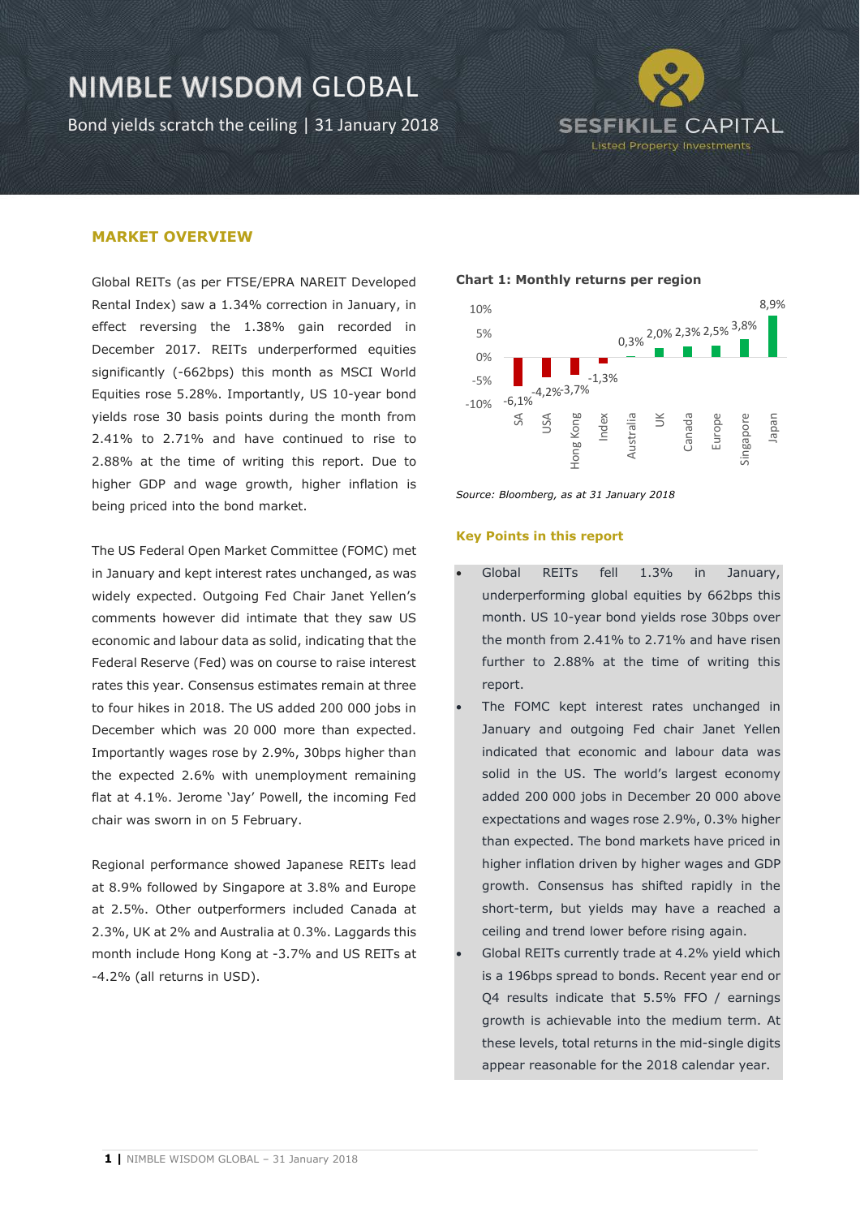# NIMBLE WISDOM GLOBAL

Bond yields scratch the ceiling | 31 January 2018

SESFIKILE CAPITAL
Listed Property Investments

## MARKET OVERVIEW

Global REITs (as per FTSE/EPRA NAREIT Developed Rental Index) saw a 1.34% correction in January, in effect reversing the 1.38% gain recorded in December 2017. REITs underperformed equities significantly (-662bps) this month as MSCI World Equities rose 5.28%. Importantly, US 10-year bond yields rose 30 basis points during the month from 2.41% to 2.71% and have continued to rise to 2.88% at the time of writing this report. Due to higher GDP and wage growth, higher inflation is being priced into the bond market.

The US Federal Open Market Committee (FOMC) met in January and kept interest rates unchanged, as was widely expected. Outgoing Fed Chair Janet Yellen's comments however did intimate that they saw US economic and labour data as solid, indicating that the Federal Reserve (Fed) was on course to raise interest rates this year. Consensus estimates remain at three to four hikes in 2018. The US added 200 000 jobs in December which was 20 000 more than expected. Importantly wages rose by 2.9%, 30bps higher than the expected 2.6% with unemployment remaining flat at 4.1%. Jerome 'Jay' Powell, the incoming Fed chair was sworn in on 5 February.

Regional performance showed Japanese REITs lead at 8.9% followed by Singapore at 3.8% and Europe at 2.5%. Other outperformers included Canada at 2.3%, UK at 2% and Australia at 0.3%. Laggards this month include Hong Kong at -3.7% and US REITs at -4.2% (all returns in USD).

**Chart 1: Monthly returns per region**

| Region | Return |
|---|---|
| SA | -6,1% |
| USA | -4,2% |
| Hong Kong | -3,7% |
| Index | -1,3% |
| Australia | 0,3% |
| UK | 2,0% |
| Canada | 2,3% |
| Europe | 2,5% |
| Singapore | 3,8% |
| Japan | 8,9% |

*Source: Bloomberg, as at 31 January 2018*

### Key Points in this report

- Global REITs fell 1.3% in January, underperforming global equities by 662bps this month. US 10-year bond yields rose 30bps over the month from 2.41% to 2.71% and have risen further to 2.88% at the time of writing this report.
- The FOMC kept interest rates unchanged in January and outgoing Fed chair Janet Yellen indicated that economic and labour data was solid in the US. The world's largest economy added 200 000 jobs in December 20 000 above expectations and wages rose 2.9%, 0.3% higher than expected. The bond markets have priced in higher inflation driven by higher wages and GDP growth. Consensus has shifted rapidly in the short-term, but yields may have a reached a ceiling and trend lower before rising again.
- Global REITs currently trade at 4.2% yield which is a 196bps spread to bonds. Recent year end or Q4 results indicate that 5.5% FFO / earnings growth is achievable into the medium term. At these levels, total returns in the mid-single digits appear reasonable for the 2018 calendar year.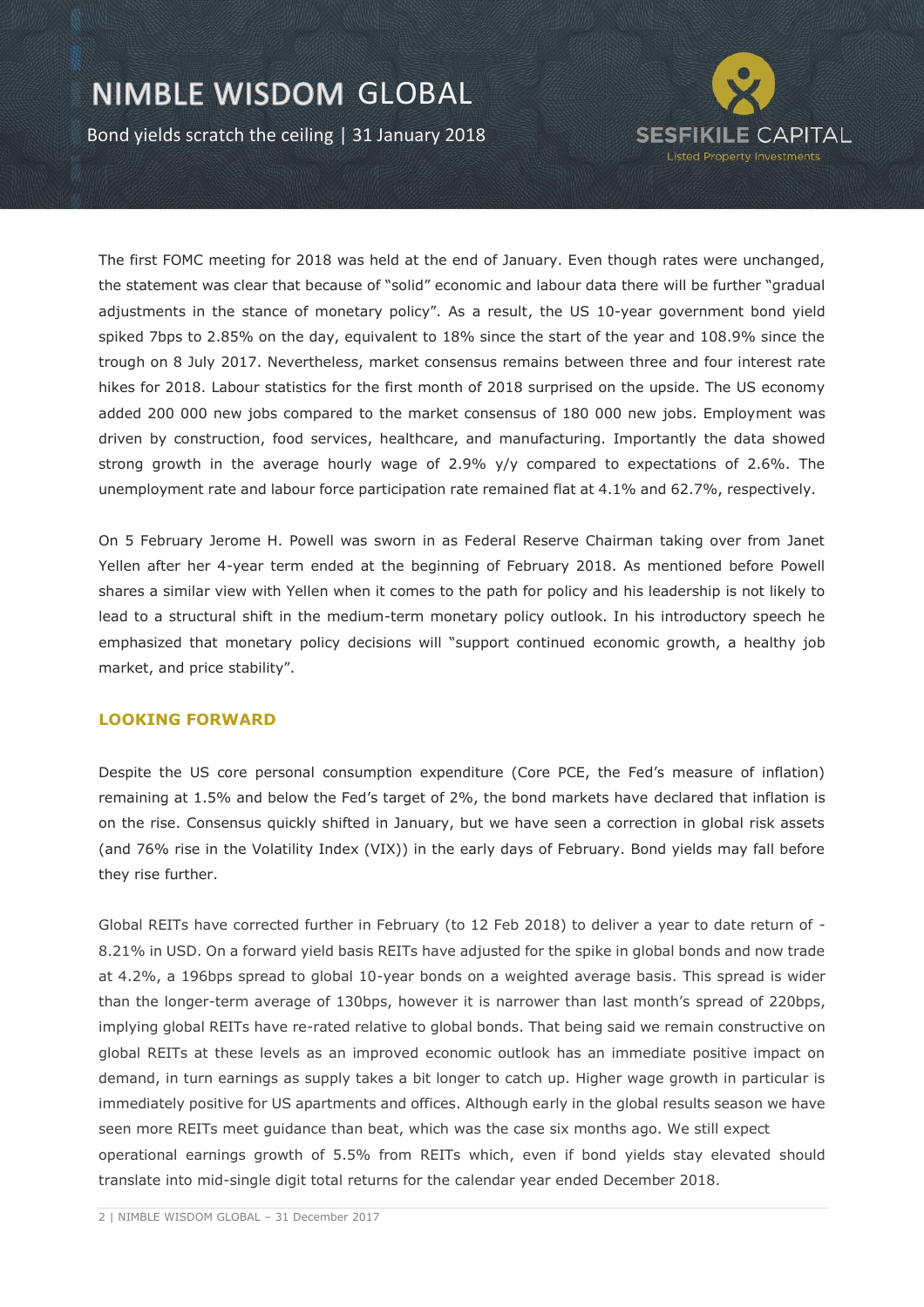The first FOMC meeting for 2018 was held at the end of January. Even though rates were unchanged, the statement was clear that because of "solid" economic and labour data there will be further "gradual adjustments in the stance of monetary policy". As a result, the US 10-year government bond yield spiked 7bps to 2.85% on the day, equivalent to 18% since the start of the year and 108.9% since the trough on 8 July 2017. Nevertheless, market consensus remains between three and four interest rate hikes for 2018. Labour statistics for the first month of 2018 surprised on the upside. The US economy added 200 000 new jobs compared to the market consensus of 180 000 new jobs. Employment was driven by construction, food services, healthcare, and manufacturing. Importantly the data showed strong growth in the average hourly wage of 2.9% y/y compared to expectations of 2.6%. The unemployment rate and labour force participation rate remained flat at 4.1% and 62.7%, respectively.

On 5 February Jerome H. Powell was sworn in as Federal Reserve Chairman taking over from Janet Yellen after her 4-year term ended at the beginning of February 2018. As mentioned before Powell shares a similar view with Yellen when it comes to the path for policy and his leadership is not likely to lead to a structural shift in the medium-term monetary policy outlook. In his introductory speech he emphasized that monetary policy decisions will "support continued economic growth, a healthy job market, and price stability".

## LOOKING FORWARD

Despite the US core personal consumption expenditure (Core PCE, the Fed's measure of inflation) remaining at 1.5% and below the Fed's target of 2%, the bond markets have declared that inflation is on the rise. Consensus quickly shifted in January, but we have seen a correction in global risk assets (and 76% rise in the Volatility Index (VIX)) in the early days of February. Bond yields may fall before they rise further.

Global REITs have corrected further in February (to 12 Feb 2018) to deliver a year to date return of -8.21% in USD. On a forward yield basis REITs have adjusted for the spike in global bonds and now trade at 4.2%, a 196bps spread to global 10-year bonds on a weighted average basis. This spread is wider than the longer-term average of 130bps, however it is narrower than last month's spread of 220bps, implying global REITs have re-rated relative to global bonds. That being said we remain constructive on global REITs at these levels as an improved economic outlook has an immediate positive impact on demand, in turn earnings as supply takes a bit longer to catch up. Higher wage growth in particular is immediately positive for US apartments and offices. Although early in the global results season we have seen more REITs meet guidance than beat, which was the case six months ago. We still expect operational earnings growth of 5.5% from REITs which, even if bond yields stay elevated should translate into mid-single digit total returns for the calendar year ended December 2018.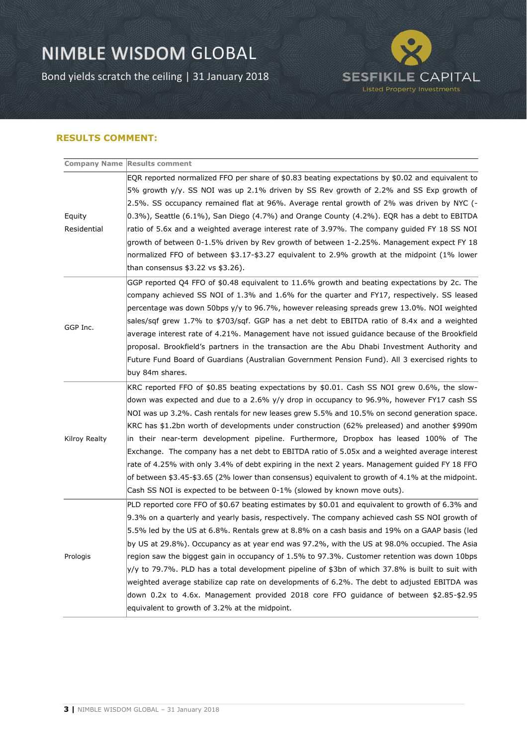## RESULTS COMMENT:

| Company Name | Results comment |
|---|---|
| Equity Residential | EQR reported normalized FFO per share of $0.83 beating expectations by $0.02 and equivalent to 5% growth y/y. SS NOI was up 2.1% driven by SS Rev growth of 2.2% and SS Exp growth of 2.5%. SS occupancy remained flat at 96%. Average rental growth of 2% was driven by NYC (-0.3%), Seattle (6.1%), San Diego (4.7%) and Orange County (4.2%). EQR has a debt to EBITDA ratio of 5.6x and a weighted average interest rate of 3.97%. The company guided FY 18 SS NOI growth of between 0-1.5% driven by Rev growth of between 1-2.25%. Management expect FY 18 normalized FFO of between $3.17-$3.27 equivalent to 2.9% growth at the midpoint (1% lower than consensus $3.22 vs $3.26). |
| GGP Inc. | GGP reported Q4 FFO of $0.48 equivalent to 11.6% growth and beating expectations by 2c. The company achieved SS NOI of 1.3% and 1.6% for the quarter and FY17, respectively. SS leased percentage was down 50bps y/y to 96.7%, however releasing spreads grew 13.0%. NOI weighted sales/sqf grew 1.7% to $703/sqf. GGP has a net debt to EBITDA ratio of 8.4x and a weighted average interest rate of 4.21%. Management have not issued guidance because of the Brookfield proposal. Brookfield's partners in the transaction are the Abu Dhabi Investment Authority and Future Fund Board of Guardians (Australian Government Pension Fund). All 3 exercised rights to buy 84m shares. |
| Kilroy Realty | KRC reported FFO of $0.85 beating expectations by $0.01. Cash SS NOI grew 0.6%, the slow-down was expected and due to a 2.6% y/y drop in occupancy to 96.9%, however FY17 cash SS NOI was up 3.2%. Cash rentals for new leases grew 5.5% and 10.5% on second generation space. KRC has $1.2bn worth of developments under construction (62% preleased) and another $990m in their near-term development pipeline. Furthermore, Dropbox has leased 100% of The Exchange. The company has a net debt to EBITDA ratio of 5.05x and a weighted average interest rate of 4.25% with only 3.4% of debt expiring in the next 2 years. Management guided FY 18 FFO of between $3.45-$3.65 (2% lower than consensus) equivalent to growth of 4.1% at the midpoint. Cash SS NOI is expected to be between 0-1% (slowed by known move outs). |
| Prologis | PLD reported core FFO of $0.67 beating estimates by $0.01 and equivalent to growth of 6.3% and 9.3% on a quarterly and yearly basis, respectively. The company achieved cash SS NOI growth of 5.5% led by the US at 6.8%. Rentals grew at 8.8% on a cash basis and 19% on a GAAP basis (led by US at 29.8%). Occupancy as at year end was 97.2%, with the US at 98.0% occupied. The Asia region saw the biggest gain in occupancy of 1.5% to 97.3%. Customer retention was down 10bps y/y to 79.7%. PLD has a total development pipeline of $3bn of which 37.8% is built to suit with weighted average stabilize cap rate on developments of 6.2%. The debt to adjusted EBITDA was down 0.2x to 4.6x. Management provided 2018 core FFO guidance of between $2.85-$2.95 equivalent to growth of 3.2% at the midpoint. |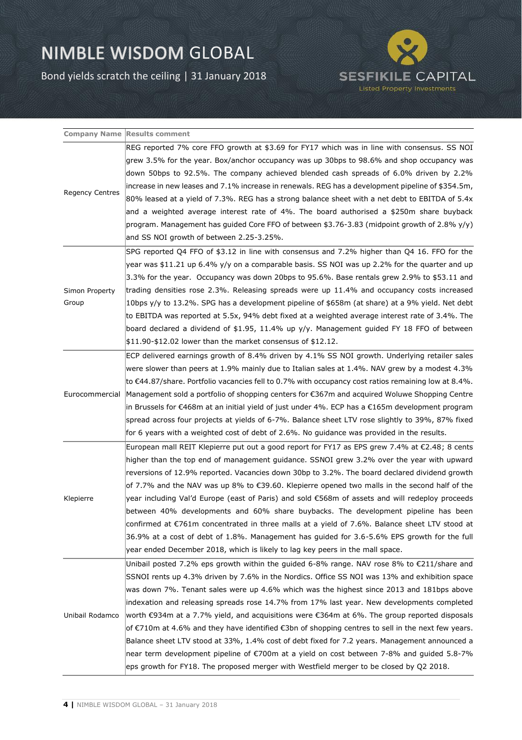| Company Name | Results comment |
|---|---|
| Regency Centres | REG reported 7% core FFO growth at $3.69 for FY17 which was in line with consensus. SS NOI grew 3.5% for the year. Box/anchor occupancy was up 30bps to 98.6% and shop occupancy was down 50bps to 92.5%. The company achieved blended cash spreads of 6.0% driven by 2.2% increase in new leases and 7.1% increase in renewals. REG has a development pipeline of $354.5m, 80% leased at a yield of 7.3%. REG has a strong balance sheet with a net debt to EBITDA of 5.4x and a weighted average interest rate of 4%. The board authorised a $250m share buyback program. Management has guided Core FFO of between $3.76-3.83 (midpoint growth of 2.8% y/y) and SS NOI growth of between 2.25-3.25%. |
| Simon Property Group | SPG reported Q4 FFO of $3.12 in line with consensus and 7.2% higher than Q4 16. FFO for the year was $11.21 up 6.4% y/y on a comparable basis. SS NOI was up 2.2% for the quarter and up 3.3% for the year. Occupancy was down 20bps to 95.6%. Base rentals grew 2.9% to $53.11 and trading densities rose 2.3%. Releasing spreads were up 11.4% and occupancy costs increased 10bps y/y to 13.2%. SPG has a development pipeline of $658m (at share) at a 9% yield. Net debt to EBITDA was reported at 5.5x, 94% debt fixed at a weighted average interest rate of 3.4%. The board declared a dividend of $1.95, 11.4% up y/y. Management guided FY 18 FFO of between $11.90-$12.02 lower than the market consensus of $12.12. |
| Eurocommercial | ECP delivered earnings growth of 8.4% driven by 4.1% SS NOI growth. Underlying retailer sales were slower than peers at 1.9% mainly due to Italian sales at 1.4%. NAV grew by a modest 4.3% to €44.87/share. Portfolio vacancies fell to 0.7% with occupancy cost ratios remaining low at 8.4%. Management sold a portfolio of shopping centers for €367m and acquired Woluwe Shopping Centre in Brussels for €468m at an initial yield of just under 4%. ECP has a €165m development program spread across four projects at yields of 6-7%. Balance sheet LTV rose slightly to 39%, 87% fixed for 6 years with a weighted cost of debt of 2.6%. No guidance was provided in the results. |
| Klepierre | European mall REIT Klepierre put out a good report for FY17 as EPS grew 7.4% at €2.48; 8 cents higher than the top end of management guidance. SSNOI grew 3.2% over the year with upward reversions of 12.9% reported. Vacancies down 30bp to 3.2%. The board declared dividend growth of 7.7% and the NAV was up 8% to €39.60. Klepierre opened two malls in the second half of the year including Val'd Europe (east of Paris) and sold €568m of assets and will redeploy proceeds between 40% developments and 60% share buybacks. The development pipeline has been confirmed at €761m concentrated in three malls at a yield of 7.6%. Balance sheet LTV stood at 36.9% at a cost of debt of 1.8%. Management has guided for 3.6-5.6% EPS growth for the full year ended December 2018, which is likely to lag key peers in the mall space. |
| Unibail Rodamco | Unibail posted 7.2% eps growth within the guided 6-8% range. NAV rose 8% to €211/share and SSNOI rents up 4.3% driven by 7.6% in the Nordics. Office SS NOI was 13% and exhibition space was down 7%. Tenant sales were up 4.6% which was the highest since 2013 and 181bps above indexation and releasing spreads rose 14.7% from 17% last year. New developments completed worth €934m at a 7.7% yield, and acquisitions were €364m at 6%. The group reported disposals of €710m at 4.6% and they have identified €3bn of shopping centres to sell in the next few years. Balance sheet LTV stood at 33%, 1.4% cost of debt fixed for 7.2 years. Management announced a near term development pipeline of €700m at a yield on cost between 7-8% and guided 5.8-7% eps growth for FY18. The proposed merger with Westfield merger to be closed by Q2 2018. |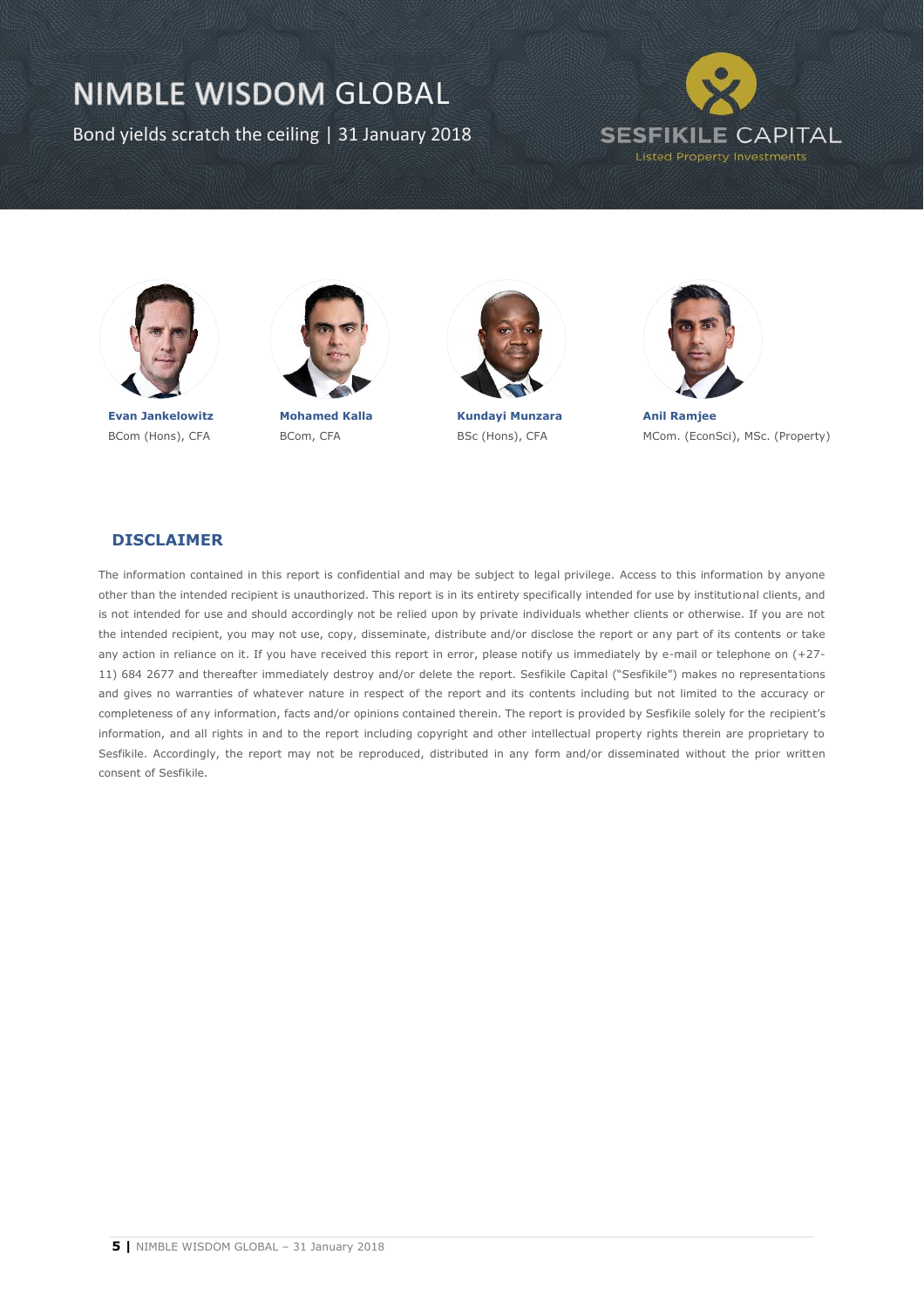# NIMBLE WISDOM GLOBAL

Bond yields scratch the ceiling | 31 January 2018

SESFIKILE CAPITAL
Listed Property Investments

**Evan Jankelowitz**
BCom (Hons), CFA

**Mohamed Kalla**
BCom, CFA

**Kundayi Munzara**
BSc (Hons), CFA

**Anil Ramjee**
MCom. (EconSci), MSc. (Property)

## DISCLAIMER

The information contained in this report is confidential and may be subject to legal privilege. Access to this information by anyone other than the intended recipient is unauthorized. This report is in its entirety specifically intended for use by institutional clients, and is not intended for use and should accordingly not be relied upon by private individuals whether clients or otherwise. If you are not the intended recipient, you may not use, copy, disseminate, distribute and/or disclose the report or any part of its contents or take any action in reliance on it. If you have received this report in error, please notify us immediately by e-mail or telephone on (+27-11) 684 2677 and thereafter immediately destroy and/or delete the report. Sesfikile Capital ("Sesfikile") makes no representations and gives no warranties of whatever nature in respect of the report and its contents including but not limited to the accuracy or completeness of any information, facts and/or opinions contained therein. The report is provided by Sesfikile solely for the recipient's information, and all rights in and to the report including copyright and other intellectual property rights therein are proprietary to Sesfikile. Accordingly, the report may not be reproduced, distributed in any form and/or disseminated without the prior written consent of Sesfikile.